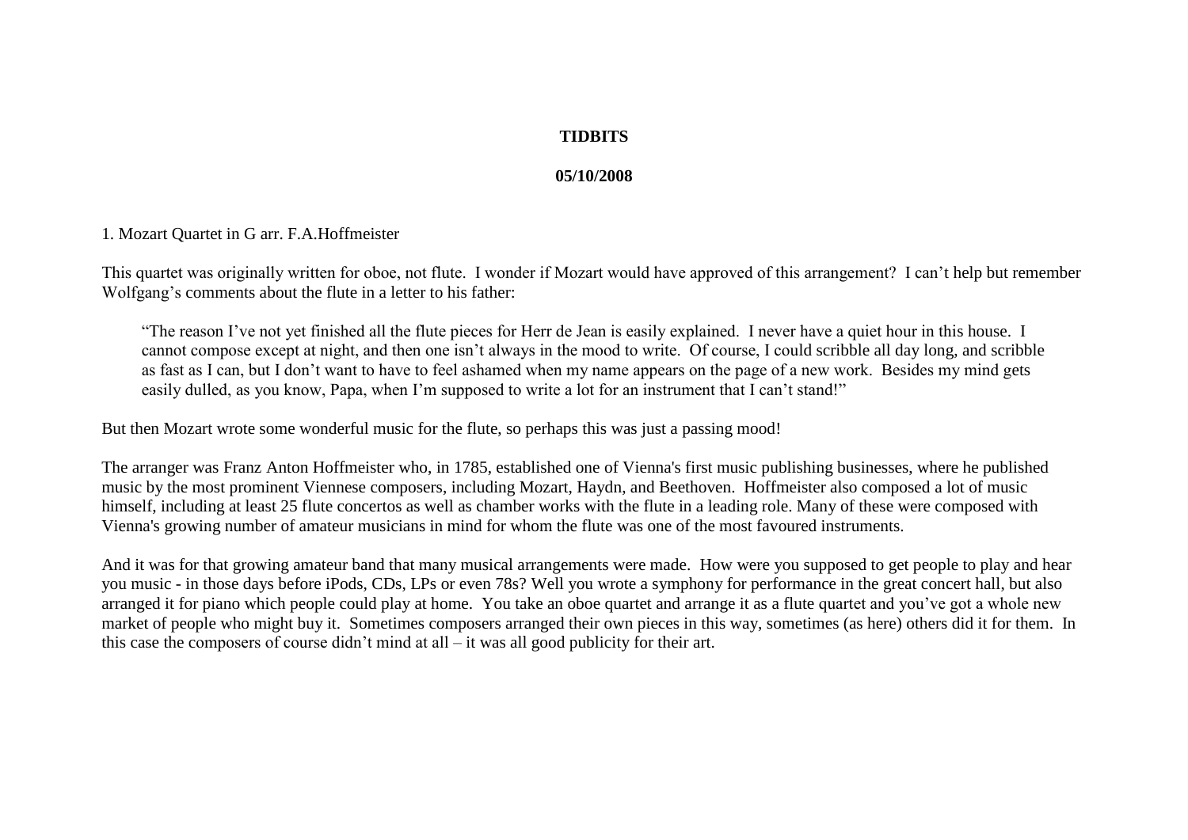**TIDBITS**

**05/10/2008**

1. Mozart Quartet in G arr. F.A.Hoffmeister

This quartet was originally written for oboe, not flute. I wonder if Mozart would have approved of this arrangement? I can't help but remember Wolfgang's comments about the flute in a letter to his father:

> "The reason I've not yet finished all the flute pieces for Herr de Jean is easily explained. I never have a quiet hour in this house. I cannot compose except at night, and then one isn't always in the mood to write. Of course, I could scribble all day long, and scribble as fast as I can, but I don't want to have to feel ashamed when my name appears on the page of a new work. Besides my mind gets easily dulled, as you know, Papa, when I'm supposed to write a lot for an instrument that I can't stand!"

But then Mozart wrote some wonderful music for the flute, so perhaps this was just a passing mood!

The arranger was Franz Anton Hoffmeister who, in 1785, established one of Vienna's first music publishing businesses, where he published music by the most prominent Viennese composers, including Mozart, Haydn, and Beethoven. Hoffmeister also composed a lot of music himself, including at least 25 flute concertos as well as chamber works with the flute in a leading role. Many of these were composed with Vienna's growing number of amateur musicians in mind for whom the flute was one of the most favoured instruments.

And it was for that growing amateur band that many musical arrangements were made. How were you supposed to get people to play and hear you music - in those days before iPods, CDs, LPs or even 78s? Well you wrote a symphony for performance in the great concert hall, but also arranged it for piano which people could play at home. You take an oboe quartet and arrange it as a flute quartet and you've got a whole new market of people who might buy it. Sometimes composers arranged their own pieces in this way, sometimes (as here) others did it for them. In this case the composers of course didn't mind at all – it was all good publicity for their art.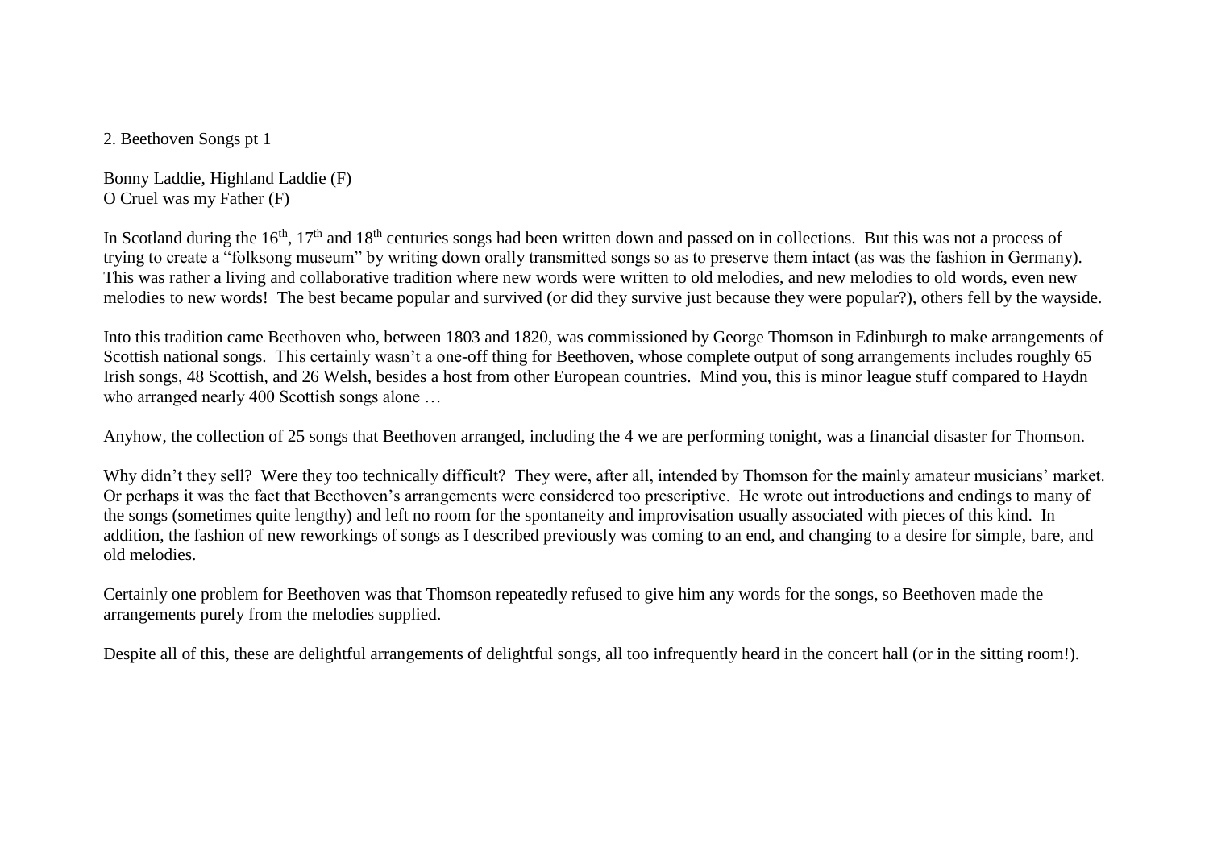## 2. Beethoven Songs pt 1

Bonny Laddie, Highland Laddie (F)
O Cruel was my Father (F)

In Scotland during the 16th, 17th and 18th centuries songs had been written down and passed on in collections. But this was not a process of trying to create a "folksong museum" by writing down orally transmitted songs so as to preserve them intact (as was the fashion in Germany). This was rather a living and collaborative tradition where new words were written to old melodies, and new melodies to old words, even new melodies to new words! The best became popular and survived (or did they survive just because they were popular?), others fell by the wayside.

Into this tradition came Beethoven who, between 1803 and 1820, was commissioned by George Thomson in Edinburgh to make arrangements of Scottish national songs. This certainly wasn't a one-off thing for Beethoven, whose complete output of song arrangements includes roughly 65 Irish songs, 48 Scottish, and 26 Welsh, besides a host from other European countries. Mind you, this is minor league stuff compared to Haydn who arranged nearly 400 Scottish songs alone …

Anyhow, the collection of 25 songs that Beethoven arranged, including the 4 we are performing tonight, was a financial disaster for Thomson.

Why didn't they sell? Were they too technically difficult? They were, after all, intended by Thomson for the mainly amateur musicians' market. Or perhaps it was the fact that Beethoven's arrangements were considered too prescriptive. He wrote out introductions and endings to many of the songs (sometimes quite lengthy) and left no room for the spontaneity and improvisation usually associated with pieces of this kind. In addition, the fashion of new reworkings of songs as I described previously was coming to an end, and changing to a desire for simple, bare, and old melodies.

Certainly one problem for Beethoven was that Thomson repeatedly refused to give him any words for the songs, so Beethoven made the arrangements purely from the melodies supplied.

Despite all of this, these are delightful arrangements of delightful songs, all too infrequently heard in the concert hall (or in the sitting room!).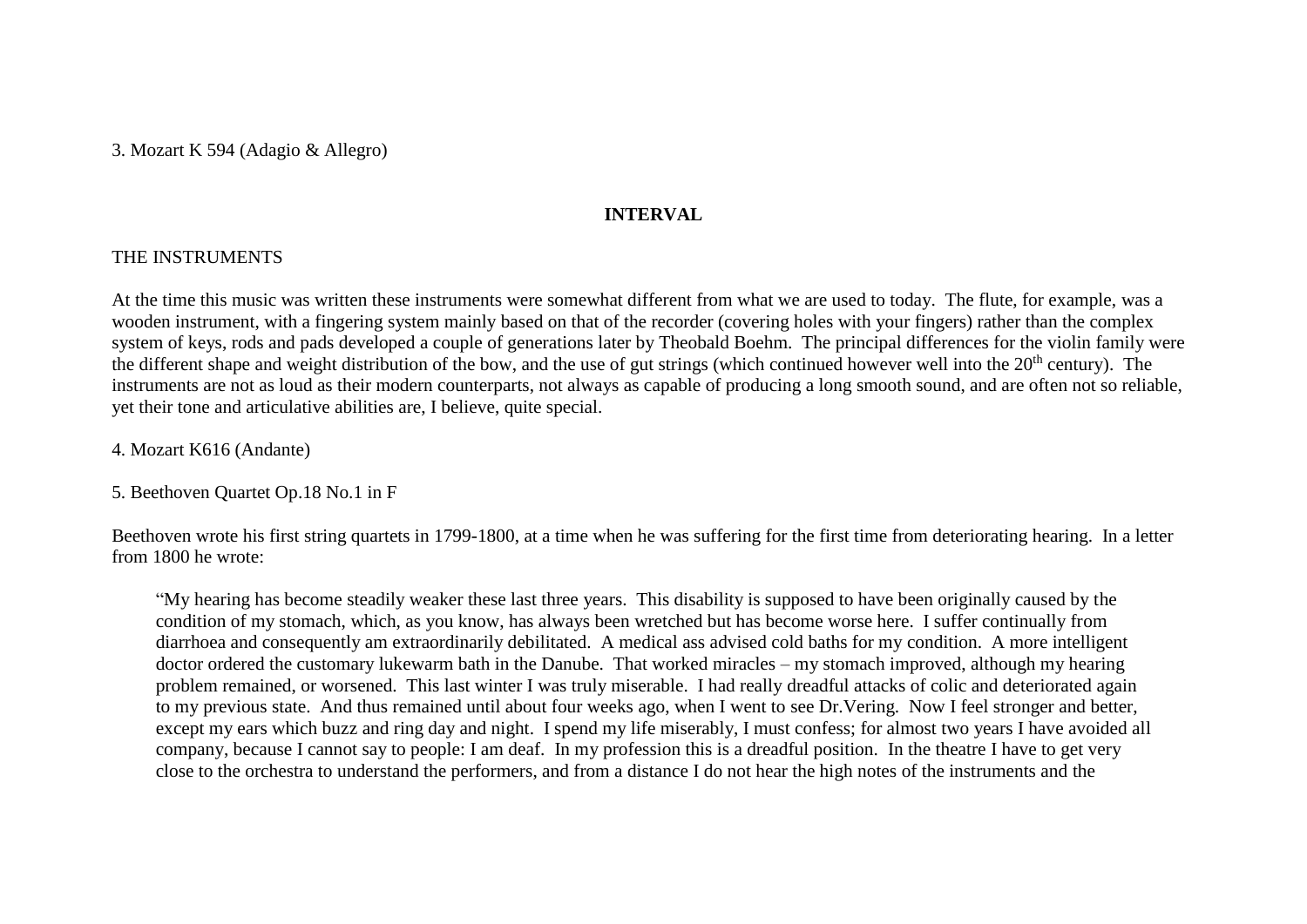3. Mozart K 594 (Adagio & Allegro)

**INTERVAL**

THE INSTRUMENTS

At the time this music was written these instruments were somewhat different from what we are used to today. The flute, for example, was a wooden instrument, with a fingering system mainly based on that of the recorder (covering holes with your fingers) rather than the complex system of keys, rods and pads developed a couple of generations later by Theobald Boehm. The principal differences for the violin family were the different shape and weight distribution of the bow, and the use of gut strings (which continued however well into the 20th century). The instruments are not as loud as their modern counterparts, not always as capable of producing a long smooth sound, and are often not so reliable, yet their tone and articulative abilities are, I believe, quite special.

4. Mozart K616 (Andante)

5. Beethoven Quartet Op.18 No.1 in F

Beethoven wrote his first string quartets in 1799-1800, at a time when he was suffering for the first time from deteriorating hearing. In a letter from 1800 he wrote:

> "My hearing has become steadily weaker these last three years. This disability is supposed to have been originally caused by the condition of my stomach, which, as you know, has always been wretched but has become worse here. I suffer continually from diarrhoea and consequently am extraordinarily debilitated. A medical ass advised cold baths for my condition. A more intelligent doctor ordered the customary lukewarm bath in the Danube. That worked miracles – my stomach improved, although my hearing problem remained, or worsened. This last winter I was truly miserable. I had really dreadful attacks of colic and deteriorated again to my previous state. And thus remained until about four weeks ago, when I went to see Dr.Vering. Now I feel stronger and better, except my ears which buzz and ring day and night. I spend my life miserably, I must confess; for almost two years I have avoided all company, because I cannot say to people: I am deaf. In my profession this is a dreadful position. In the theatre I have to get very close to the orchestra to understand the performers, and from a distance I do not hear the high notes of the instruments and the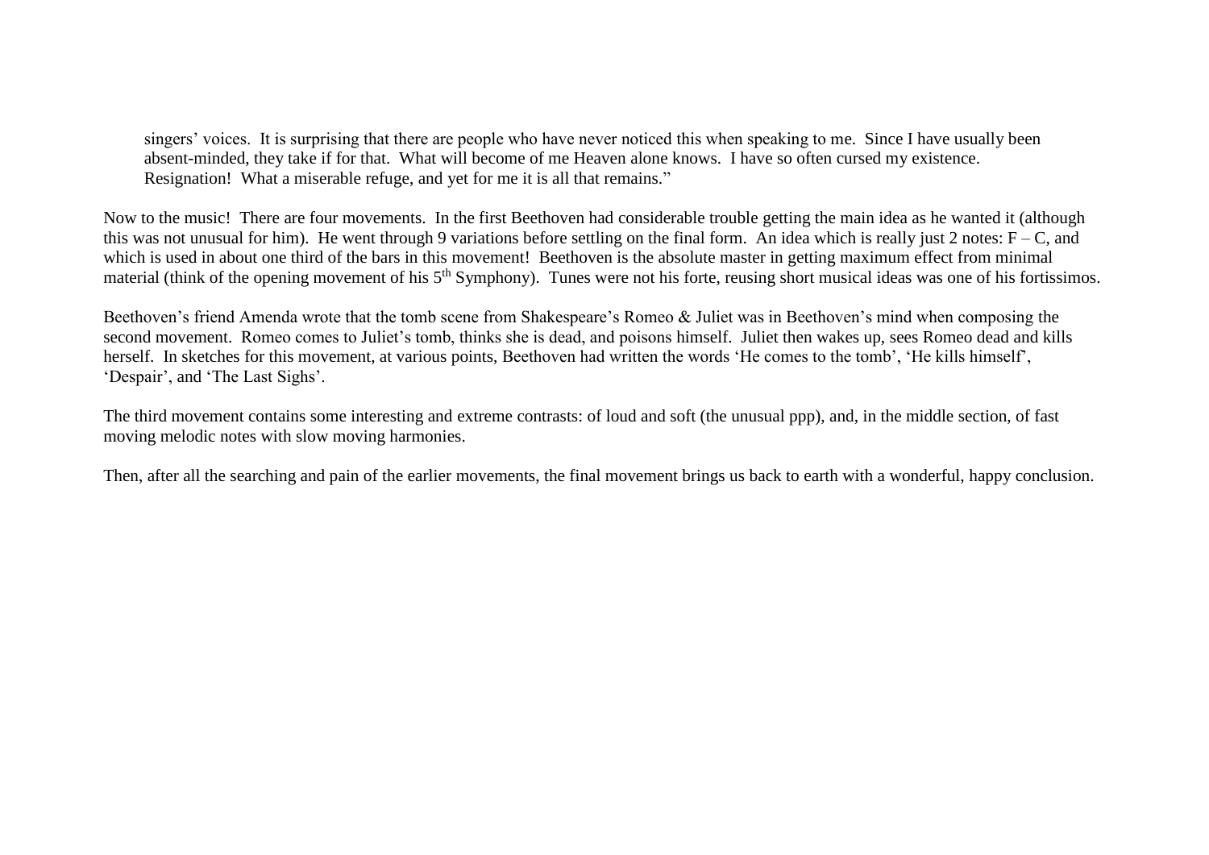singers' voices. It is surprising that there are people who have never noticed this when speaking to me. Since I have usually been absent-minded, they take if for that. What will become of me Heaven alone knows. I have so often cursed my existence. Resignation! What a miserable refuge, and yet for me it is all that remains."

Now to the music! There are four movements. In the first Beethoven had considerable trouble getting the main idea as he wanted it (although this was not unusual for him). He went through 9 variations before settling on the final form. An idea which is really just 2 notes: F – C, and which is used in about one third of the bars in this movement! Beethoven is the absolute master in getting maximum effect from minimal material (think of the opening movement of his 5th Symphony). Tunes were not his forte, reusing short musical ideas was one of his fortissimos.

Beethoven's friend Amenda wrote that the tomb scene from Shakespeare's Romeo & Juliet was in Beethoven's mind when composing the second movement. Romeo comes to Juliet's tomb, thinks she is dead, and poisons himself. Juliet then wakes up, sees Romeo dead and kills herself. In sketches for this movement, at various points, Beethoven had written the words 'He comes to the tomb', 'He kills himself', 'Despair', and 'The Last Sighs'.

The third movement contains some interesting and extreme contrasts: of loud and soft (the unusual ppp), and, in the middle section, of fast moving melodic notes with slow moving harmonies.

Then, after all the searching and pain of the earlier movements, the final movement brings us back to earth with a wonderful, happy conclusion.